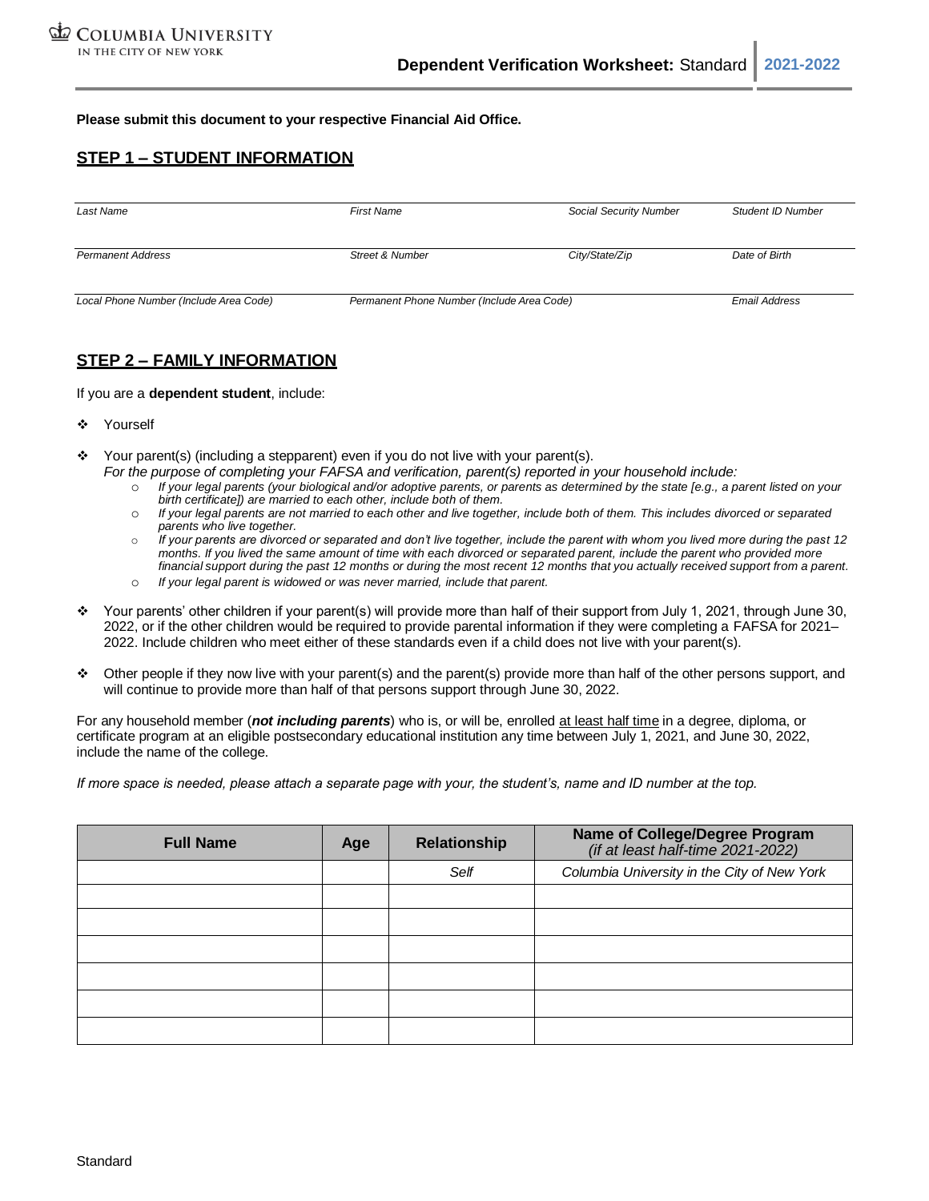COLUMBIA UNIVERSITY
IN THE CITY OF NEW YORK

**Dependent Verification Worksheet:** Standard | **2021-2022**

**Please submit this document to your respective Financial Aid Office.**

## STEP 1 – STUDENT INFORMATION

| *Last Name* | *First Name* | *Social Security Number* | *Student ID Number* |
|---|---|---|---|
| *Permanent Address* | *Street & Number* | *City/State/Zip* | *Date of Birth* |
| *Local Phone Number (Include Area Code)* | *Permanent Phone Number (Include Area Code)* | | *Email Address* |

## STEP 2 – FAMILY INFORMATION

If you are a **dependent student**, include:

- Yourself
- Your parent(s) (including a stepparent) even if you do not live with your parent(s).
  *For the purpose of completing your FAFSA and verification, parent(s) reported in your household include:*
  - *If your legal parents (your biological and/or adoptive parents, or parents as determined by the state [e.g., a parent listed on your birth certificate]) are married to each other, include both of them.*
  - *If your legal parents are not married to each other and live together, include both of them. This includes divorced or separated parents who live together.*
  - *If your parents are divorced or separated and don't live together, include the parent with whom you lived more during the past 12 months. If you lived the same amount of time with each divorced or separated parent, include the parent who provided more financial support during the past 12 months or during the most recent 12 months that you actually received support from a parent.*
  - *If your legal parent is widowed or was never married, include that parent.*
- Your parents' other children if your parent(s) will provide more than half of their support from July 1, 2021, through June 30, 2022, or if the other children would be required to provide parental information if they were completing a FAFSA for 2021–2022. Include children who meet either of these standards even if a child does not live with your parent(s).
- Other people if they now live with your parent(s) and the parent(s) provide more than half of the other persons support, and will continue to provide more than half of that persons support through June 30, 2022.

For any household member (***not including parents***) who is, or will be, enrolled at least half time in a degree, diploma, or certificate program at an eligible postsecondary educational institution any time between July 1, 2021, and June 30, 2022, include the name of the college.

*If more space is needed, please attach a separate page with your, the student's, name and ID number at the top.*

| Full Name | Age | Relationship | Name of College/Degree Program *(if at least half-time 2021-2022)* |
|---|---|---|---|
| | | *Self* | *Columbia University in the City of New York* |
| | | | |
| | | | |
| | | | |
| | | | |
| | | | |
| | | | |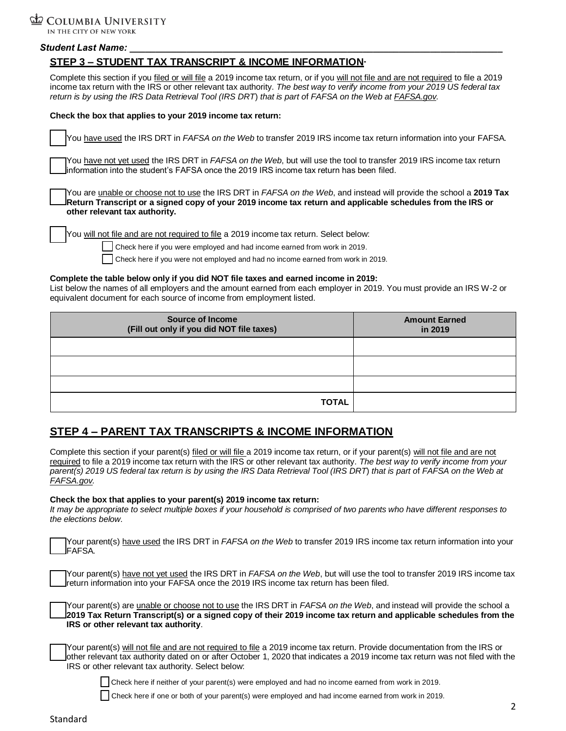Student Last Name: ___________________________________________________________________

## STEP 3 – STUDENT TAX TRANSCRIPT & INCOME INFORMATION

Complete this section if you filed or will file a 2019 income tax return, or if you will not file and are not required to file a 2019 income tax return with the IRS or other relevant tax authority. *The best way to verify income from your 2019 US federal tax return is by using the IRS Data Retrieval Tool (IRS DRT) that is part of FAFSA on the Web at FAFSA.gov.*

**Check the box that applies to your 2019 income tax return:**

☐ You have used the IRS DRT in *FAFSA on the Web* to transfer 2019 IRS income tax return information into your FAFSA.

☐ You have not yet used the IRS DRT in *FAFSA on the Web*, but will use the tool to transfer 2019 IRS income tax return information into the student's FAFSA once the 2019 IRS income tax return has been filed.

☐ You are unable or choose not to use the IRS DRT in *FAFSA on the Web*, and instead will provide the school a **2019 Tax Return Transcript or a signed copy of your 2019 income tax return and applicable schedules from the IRS or other relevant tax authority.**

☐ You will not file and are not required to file a 2019 income tax return. Select below:

- ☐ Check here if you were employed and had income earned from work in 2019.
- ☐ Check here if you were not employed and had no income earned from work in 2019.

**Complete the table below only if you did NOT file taxes and earned income in 2019:**
List below the names of all employers and the amount earned from each employer in 2019. You must provide an IRS W-2 or equivalent document for each source of income from employment listed.

| Source of Income (Fill out only if you did NOT file taxes) | Amount Earned in 2019 |
|---|---|
| | |
| | |
| | |
| **TOTAL** | |

## STEP 4 – PARENT TAX TRANSCRIPTS & INCOME INFORMATION

Complete this section if your parent(s) filed or will file a 2019 income tax return, or if your parent(s) will not file and are not required to file a 2019 income tax return with the IRS or other relevant tax authority. *The best way to verify income from your parent(s) 2019 US federal tax return is by using the IRS Data Retrieval Tool (IRS DRT) that is part of FAFSA on the Web at FAFSA.gov.*

**Check the box that applies to your parent(s) 2019 income tax return:**
*It may be appropriate to select multiple boxes if your household is comprised of two parents who have different responses to the elections below.*

☐ Your parent(s) have used the IRS DRT in *FAFSA on the Web* to transfer 2019 IRS income tax return information into your FAFSA.

☐ Your parent(s) have not yet used the IRS DRT in *FAFSA on the Web*, but will use the tool to transfer 2019 IRS income tax return information into your FAFSA once the 2019 IRS income tax return has been filed.

☐ Your parent(s) are unable or choose not to use the IRS DRT in *FAFSA on the Web*, and instead will provide the school a **2019 Tax Return Transcript(s) or a signed copy of their 2019 income tax return and applicable schedules from the IRS or other relevant tax authority**.

☐ Your parent(s) will not file and are not required to file a 2019 income tax return. Provide documentation from the IRS or other relevant tax authority dated on or after October 1, 2020 that indicates a 2019 income tax return was not filed with the IRS or other relevant tax authority. Select below:

- ☐ Check here if neither of your parent(s) were employed and had no income earned from work in 2019.
- ☐ Check here if one or both of your parent(s) were employed and had income earned from work in 2019.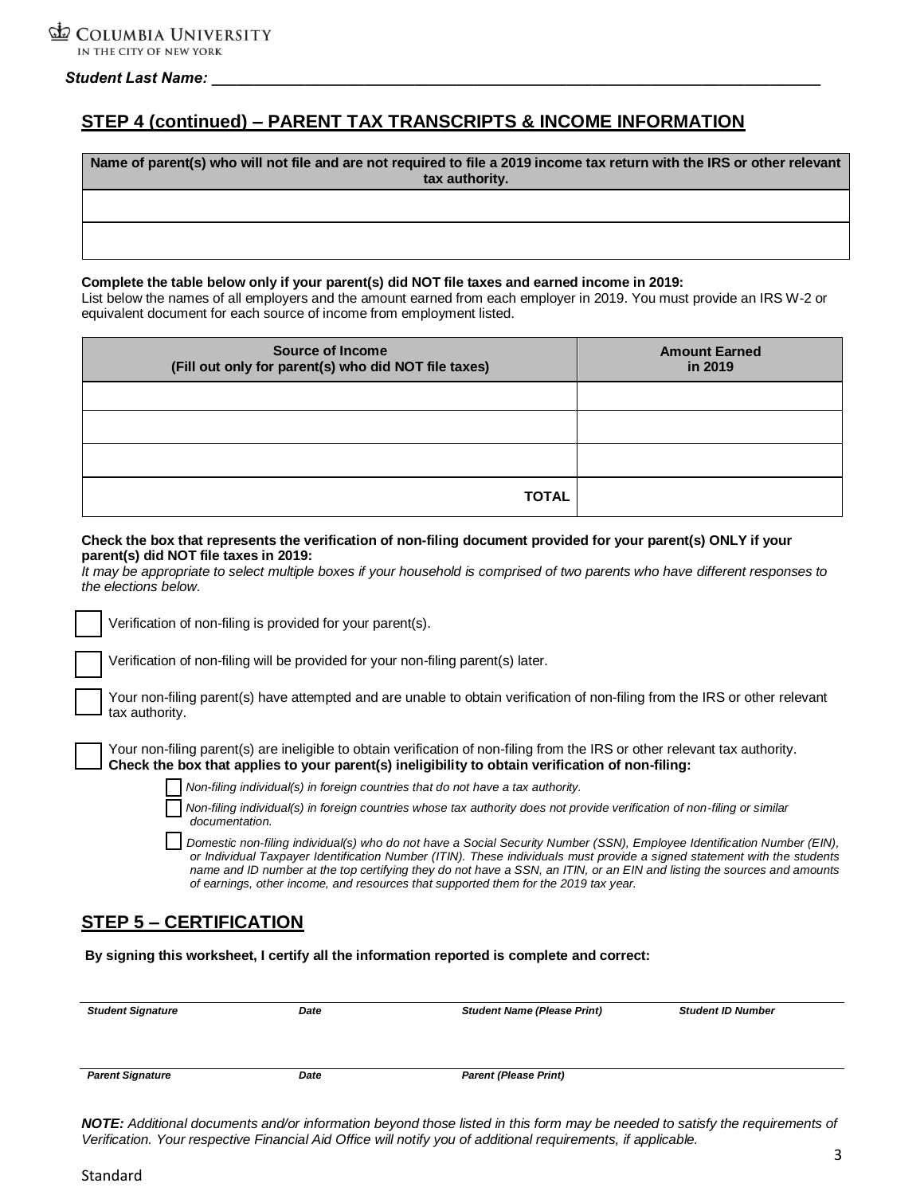Student Last Name: ______________________________________________

## STEP 4 (continued) – PARENT TAX TRANSCRIPTS & INCOME INFORMATION

| Name of parent(s) who will not file and are not required to file a 2019 income tax return with the IRS or other relevant tax authority. |
|---|
| |
| |

**Complete the table below only if your parent(s) did NOT file taxes and earned income in 2019:**
List below the names of all employers and the amount earned from each employer in 2019. You must provide an IRS W-2 or equivalent document for each source of income from employment listed.

| Source of Income (Fill out only for parent(s) who did NOT file taxes) | Amount Earned in 2019 |
|---|---|
| | |
| | |
| | |
| **TOTAL** | |

**Check the box that represents the verification of non-filing document provided for your parent(s) ONLY if your parent(s) did NOT file taxes in 2019:**
*It may be appropriate to select multiple boxes if your household is comprised of two parents who have different responses to the elections below.*

☐ Verification of non-filing is provided for your parent(s).

☐ Verification of non-filing will be provided for your non-filing parent(s) later.

☐ Your non-filing parent(s) have attempted and are unable to obtain verification of non-filing from the IRS or other relevant tax authority.

☐ Your non-filing parent(s) are ineligible to obtain verification of non-filing from the IRS or other relevant tax authority. **Check the box that applies to your parent(s) ineligibility to obtain verification of non-filing:**

- ☐ *Non-filing individual(s) in foreign countries that do not have a tax authority.*
- ☐ *Non-filing individual(s) in foreign countries whose tax authority does not provide verification of non-filing or similar documentation.*
- ☐ *Domestic non-filing individual(s) who do not have a Social Security Number (SSN), Employee Identification Number (EIN), or Individual Taxpayer Identification Number (ITIN). These individuals must provide a signed statement with the students name and ID number at the top certifying they do not have a SSN, an ITIN, or an EIN and listing the sources and amounts of earnings, other income, and resources that supported them for the 2019 tax year.*

## STEP 5 – CERTIFICATION

**By signing this worksheet, I certify all the information reported is complete and correct:**

| *Student Signature* | *Date* | *Student Name (Please Print)* | *Student ID Number* |
|---|---|---|---|
| | | | |

| *Parent Signature* | *Date* | *Parent (Please Print)* |
|---|---|---|
| | | |

***NOTE:*** *Additional documents and/or information beyond those listed in this form may be needed to satisfy the requirements of Verification. Your respective Financial Aid Office will notify you of additional requirements, if applicable.*

Standard